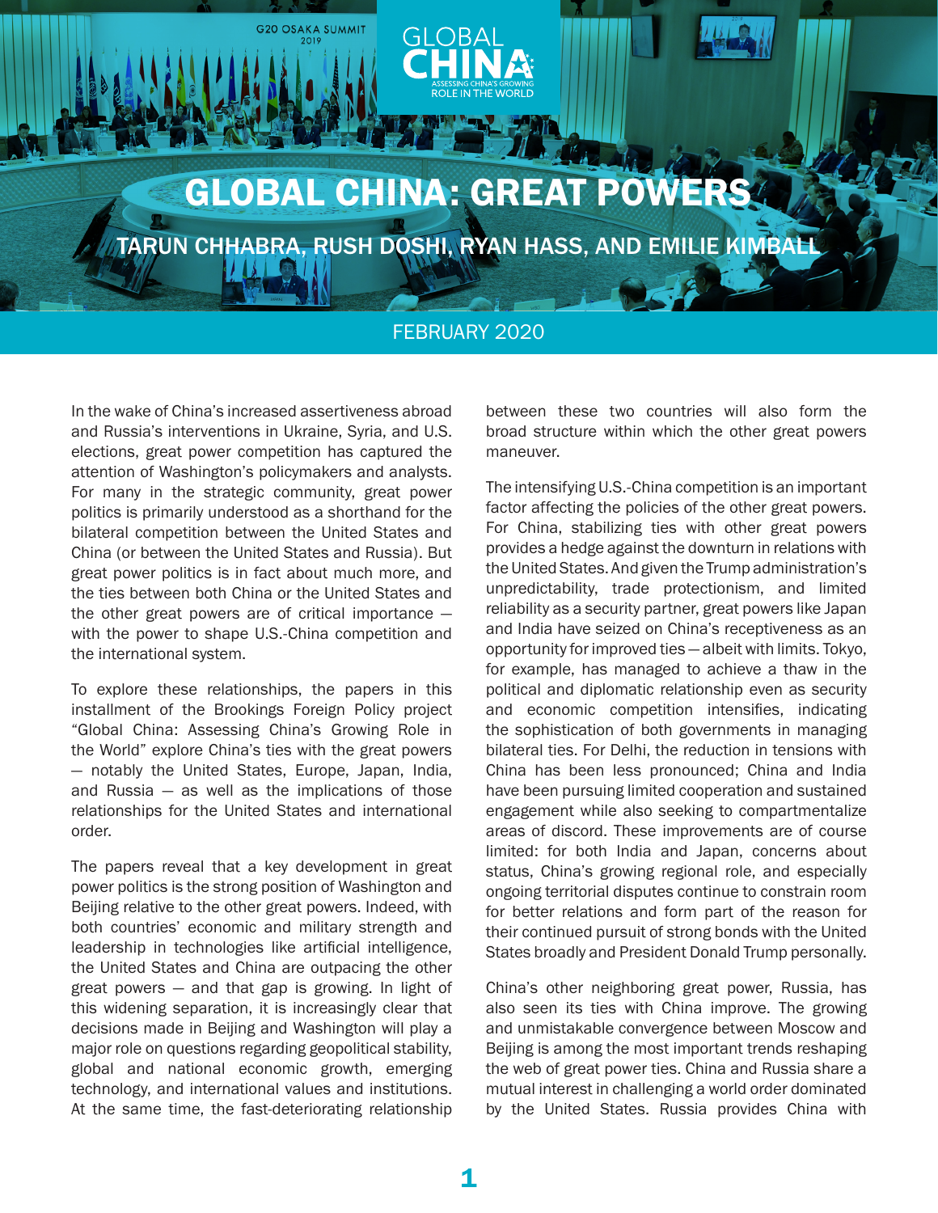# GLOBAL CHINA: GREAT POWERS

## TARUN CHHABRA, RUSH DOSHI, RYAN HASS, AND EMILIE KIMBALL

FEBRUARY 2020

In the wake of China's increased assertiveness abroad and Russia's interventions in Ukraine, Syria, and U.S. elections, great power competition has captured the attention of Washington's policymakers and analysts. For many in the strategic community, great power politics is primarily understood as a shorthand for the bilateral competition between the United States and China (or between the United States and Russia). But great power politics is in fact about much more, and the ties between both China or the United States and the other great powers are of critical importance — with the power to shape U.S.-China competition and the international system.

To explore these relationships, the papers in this installment of the Brookings Foreign Policy project "Global China: Assessing China's Growing Role in the World" explore China's ties with the great powers — notably the United States, Europe, Japan, India, and Russia — as well as the implications of those relationships for the United States and international order.

The papers reveal that a key development in great power politics is the strong position of Washington and Beijing relative to the other great powers. Indeed, with both countries' economic and military strength and leadership in technologies like artificial intelligence, the United States and China are outpacing the other great powers — and that gap is growing. In light of this widening separation, it is increasingly clear that decisions made in Beijing and Washington will play a major role on questions regarding geopolitical stability, global and national economic growth, emerging technology, and international values and institutions. At the same time, the fast-deteriorating relationship between these two countries will also form the broad structure within which the other great powers maneuver.

The intensifying U.S.-China competition is an important factor affecting the policies of the other great powers. For China, stabilizing ties with other great powers provides a hedge against the downturn in relations with the United States. And given the Trump administration's unpredictability, trade protectionism, and limited reliability as a security partner, great powers like Japan and India have seized on China's receptiveness as an opportunity for improved ties — albeit with limits. Tokyo, for example, has managed to achieve a thaw in the political and diplomatic relationship even as security and economic competition intensifies, indicating the sophistication of both governments in managing bilateral ties. For Delhi, the reduction in tensions with China has been less pronounced; China and India have been pursuing limited cooperation and sustained engagement while also seeking to compartmentalize areas of discord. These improvements are of course limited: for both India and Japan, concerns about status, China's growing regional role, and especially ongoing territorial disputes continue to constrain room for better relations and form part of the reason for their continued pursuit of strong bonds with the United States broadly and President Donald Trump personally.

China's other neighboring great power, Russia, has also seen its ties with China improve. The growing and unmistakable convergence between Moscow and Beijing is among the most important trends reshaping the web of great power ties. China and Russia share a mutual interest in challenging a world order dominated by the United States. Russia provides China with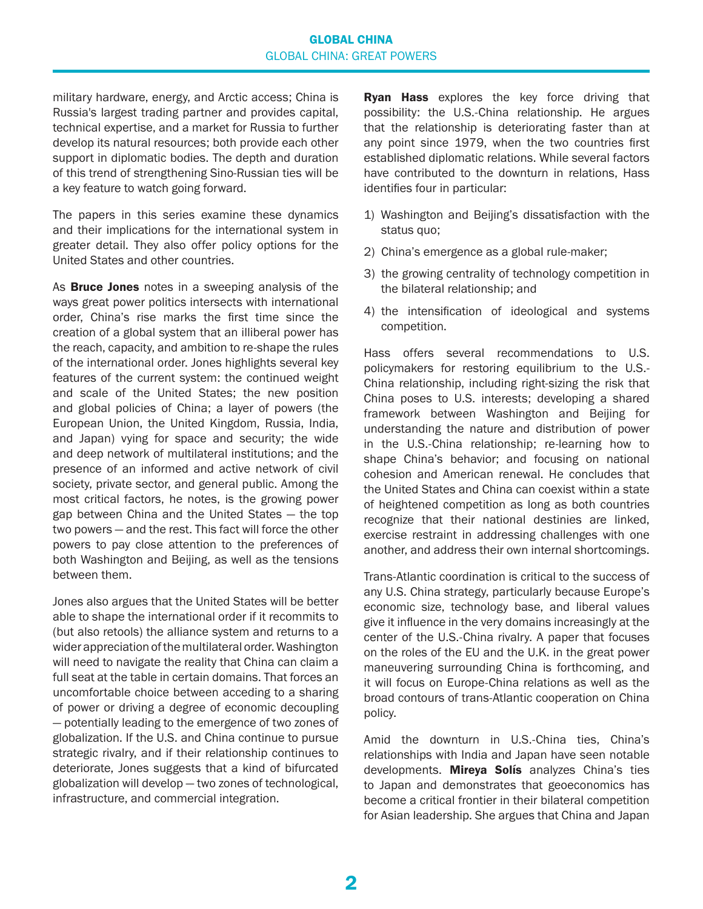military hardware, energy, and Arctic access; China is Russia's largest trading partner and provides capital, technical expertise, and a market for Russia to further develop its natural resources; both provide each other support in diplomatic bodies. The depth and duration of this trend of strengthening Sino-Russian ties will be a key feature to watch going forward.

The papers in this series examine these dynamics and their implications for the international system in greater detail. They also offer policy options for the United States and other countries.

As **Bruce Jones** notes in a sweeping analysis of the ways great power politics intersects with international order, China's rise marks the first time since the creation of a global system that an illiberal power has the reach, capacity, and ambition to re-shape the rules of the international order. Jones highlights several key features of the current system: the continued weight and scale of the United States; the new position and global policies of China; a layer of powers (the European Union, the United Kingdom, Russia, India, and Japan) vying for space and security; the wide and deep network of multilateral institutions; and the presence of an informed and active network of civil society, private sector, and general public. Among the most critical factors, he notes, is the growing power gap between China and the United States — the top two powers — and the rest. This fact will force the other powers to pay close attention to the preferences of both Washington and Beijing, as well as the tensions between them.

Jones also argues that the United States will be better able to shape the international order if it recommits to (but also retools) the alliance system and returns to a wider appreciation of the multilateral order. Washington will need to navigate the reality that China can claim a full seat at the table in certain domains. That forces an uncomfortable choice between acceding to a sharing of power or driving a degree of economic decoupling — potentially leading to the emergence of two zones of globalization. If the U.S. and China continue to pursue strategic rivalry, and if their relationship continues to deteriorate, Jones suggests that a kind of bifurcated globalization will develop — two zones of technological, infrastructure, and commercial integration.

**Ryan Hass** explores the key force driving that possibility: the U.S.-China relationship. He argues that the relationship is deteriorating faster than at any point since 1979, when the two countries first established diplomatic relations. While several factors have contributed to the downturn in relations, Hass identifies four in particular:

1) Washington and Beijing's dissatisfaction with the status quo;
2) China's emergence as a global rule-maker;
3) the growing centrality of technology competition in the bilateral relationship; and
4) the intensification of ideological and systems competition.

Hass offers several recommendations to U.S. policymakers for restoring equilibrium to the U.S.-China relationship, including right-sizing the risk that China poses to U.S. interests; developing a shared framework between Washington and Beijing for understanding the nature and distribution of power in the U.S.-China relationship; re-learning how to shape China's behavior; and focusing on national cohesion and American renewal. He concludes that the United States and China can coexist within a state of heightened competition as long as both countries recognize that their national destinies are linked, exercise restraint in addressing challenges with one another, and address their own internal shortcomings.

Trans-Atlantic coordination is critical to the success of any U.S. China strategy, particularly because Europe's economic size, technology base, and liberal values give it influence in the very domains increasingly at the center of the U.S.-China rivalry. A paper that focuses on the roles of the EU and the U.K. in the great power maneuvering surrounding China is forthcoming, and it will focus on Europe-China relations as well as the broad contours of trans-Atlantic cooperation on China policy.

Amid the downturn in U.S.-China ties, China's relationships with India and Japan have seen notable developments. **Mireya Solís** analyzes China's ties to Japan and demonstrates that geoeconomics has become a critical frontier in their bilateral competition for Asian leadership. She argues that China and Japan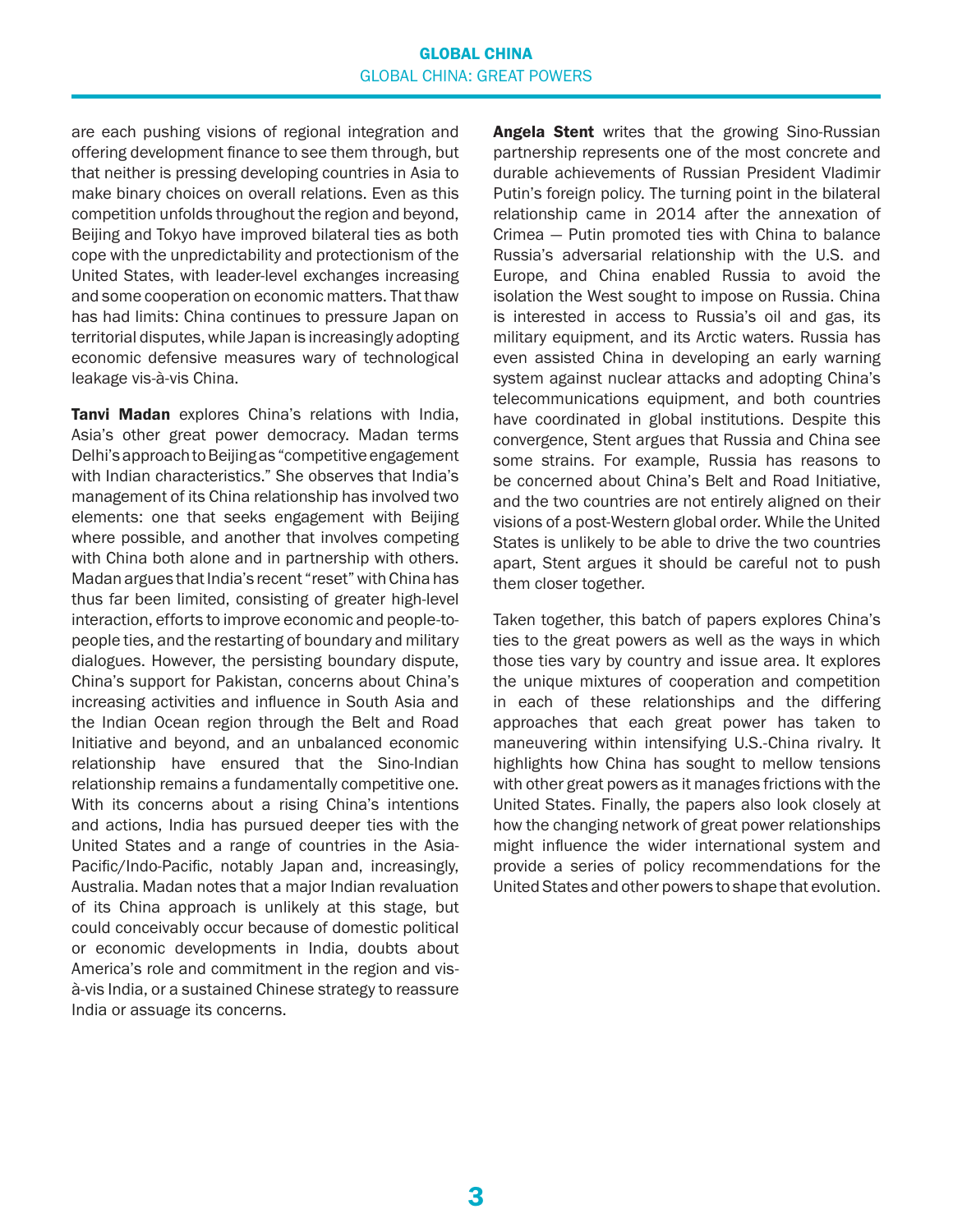are each pushing visions of regional integration and offering development finance to see them through, but that neither is pressing developing countries in Asia to make binary choices on overall relations. Even as this competition unfolds throughout the region and beyond, Beijing and Tokyo have improved bilateral ties as both cope with the unpredictability and protectionism of the United States, with leader-level exchanges increasing and some cooperation on economic matters. That thaw has had limits: China continues to pressure Japan on territorial disputes, while Japan is increasingly adopting economic defensive measures wary of technological leakage vis-à-vis China.

**Tanvi Madan** explores China's relations with India, Asia's other great power democracy. Madan terms Delhi's approach to Beijing as "competitive engagement with Indian characteristics." She observes that India's management of its China relationship has involved two elements: one that seeks engagement with Beijing where possible, and another that involves competing with China both alone and in partnership with others. Madan argues that India's recent "reset" with China has thus far been limited, consisting of greater high-level interaction, efforts to improve economic and people-to-people ties, and the restarting of boundary and military dialogues. However, the persisting boundary dispute, China's support for Pakistan, concerns about China's increasing activities and influence in South Asia and the Indian Ocean region through the Belt and Road Initiative and beyond, and an unbalanced economic relationship have ensured that the Sino-Indian relationship remains a fundamentally competitive one. With its concerns about a rising China's intentions and actions, India has pursued deeper ties with the United States and a range of countries in the Asia-Pacific/Indo-Pacific, notably Japan and, increasingly, Australia. Madan notes that a major Indian revaluation of its China approach is unlikely at this stage, but could conceivably occur because of domestic political or economic developments in India, doubts about America's role and commitment in the region and vis-à-vis India, or a sustained Chinese strategy to reassure India or assuage its concerns.

**Angela Stent** writes that the growing Sino-Russian partnership represents one of the most concrete and durable achievements of Russian President Vladimir Putin's foreign policy. The turning point in the bilateral relationship came in 2014 after the annexation of Crimea — Putin promoted ties with China to balance Russia's adversarial relationship with the U.S. and Europe, and China enabled Russia to avoid the isolation the West sought to impose on Russia. China is interested in access to Russia's oil and gas, its military equipment, and its Arctic waters. Russia has even assisted China in developing an early warning system against nuclear attacks and adopting China's telecommunications equipment, and both countries have coordinated in global institutions. Despite this convergence, Stent argues that Russia and China see some strains. For example, Russia has reasons to be concerned about China's Belt and Road Initiative, and the two countries are not entirely aligned on their visions of a post-Western global order. While the United States is unlikely to be able to drive the two countries apart, Stent argues it should be careful not to push them closer together.

Taken together, this batch of papers explores China's ties to the great powers as well as the ways in which those ties vary by country and issue area. It explores the unique mixtures of cooperation and competition in each of these relationships and the differing approaches that each great power has taken to maneuvering within intensifying U.S.-China rivalry. It highlights how China has sought to mellow tensions with other great powers as it manages frictions with the United States. Finally, the papers also look closely at how the changing network of great power relationships might influence the wider international system and provide a series of policy recommendations for the United States and other powers to shape that evolution.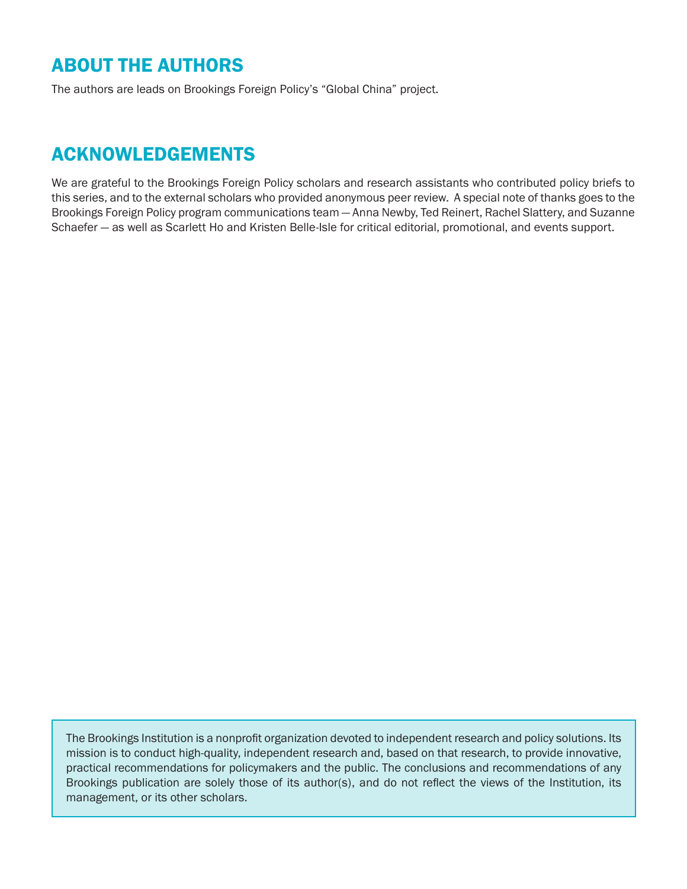## ABOUT THE AUTHORS

The authors are leads on Brookings Foreign Policy's "Global China" project.

## ACKNOWLEDGEMENTS

We are grateful to the Brookings Foreign Policy scholars and research assistants who contributed policy briefs to this series, and to the external scholars who provided anonymous peer review.  A special note of thanks goes to the Brookings Foreign Policy program communications team — Anna Newby, Ted Reinert, Rachel Slattery, and Suzanne Schaefer — as well as Scarlett Ho and Kristen Belle-Isle for critical editorial, promotional, and events support.

The Brookings Institution is a nonprofit organization devoted to independent research and policy solutions. Its mission is to conduct high-quality, independent research and, based on that research, to provide innovative, practical recommendations for policymakers and the public. The conclusions and recommendations of any Brookings publication are solely those of its author(s), and do not reflect the views of the Institution, its management, or its other scholars.